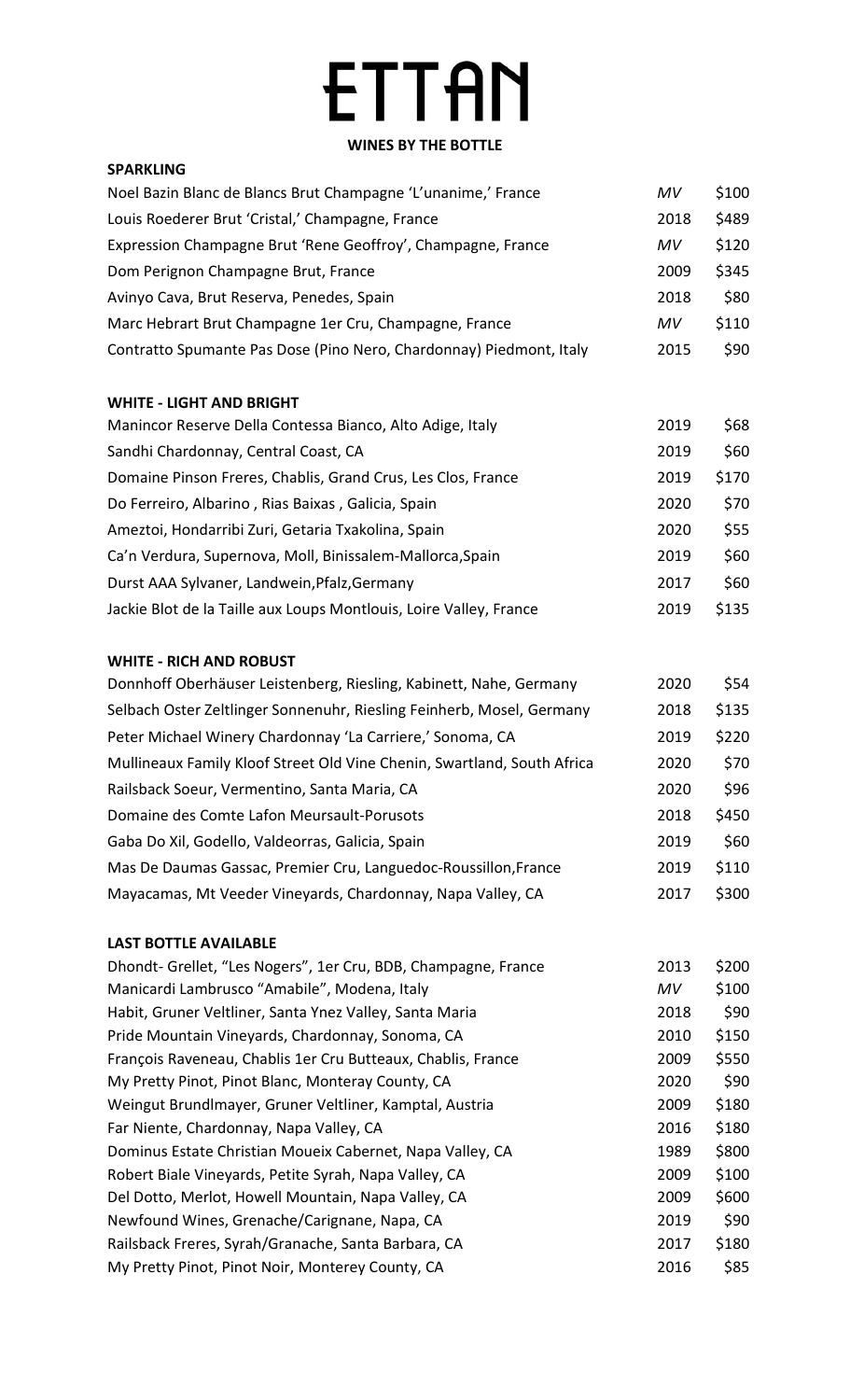# ETTAN

**WINES BY THE BOTTLE**

## SPARKLING

| | | |
|---|---|---|
| Noel Bazin Blanc de Blancs Brut Champagne 'L'unanime,' France | *MV* | $100 |
| Louis Roederer Brut 'Cristal,' Champagne, France | 2018 | $489 |
| Expression Champagne Brut 'Rene Geoffroy', Champagne, France | *MV* | $120 |
| Dom Perignon Champagne Brut, France | 2009 | $345 |
| Avinyo Cava, Brut Reserva, Penedes, Spain | 2018 | $80 |
| Marc Hebrart Brut Champagne 1er Cru, Champagne, France | *MV* | $110 |
| Contratto Spumante Pas Dose (Pino Nero, Chardonnay) Piedmont, Italy | 2015 | $90 |

## WHITE - LIGHT AND BRIGHT

| | | |
|---|---|---|
| Manincor Reserve Della Contessa Bianco, Alto Adige, Italy | 2019 | $68 |
| Sandhi Chardonnay, Central Coast, CA | 2019 | $60 |
| Domaine Pinson Freres, Chablis, Grand Crus, Les Clos, France | 2019 | $170 |
| Do Ferreiro, Albarino , Rias Baixas , Galicia, Spain | 2020 | $70 |
| Ameztoi, Hondarribi Zuri, Getaria Txakolina, Spain | 2020 | $55 |
| Ca'n Verdura, Supernova, Moll, Binissalem-Mallorca,Spain | 2019 | $60 |
| Durst AAA Sylvaner, Landwein,Pfalz,Germany | 2017 | $60 |
| Jackie Blot de la Taille aux Loups Montlouis, Loire Valley, France | 2019 | $135 |

## WHITE - RICH AND ROBUST

| | | |
|---|---|---|
| Donnhoff Oberhäuser Leistenberg, Riesling, Kabinett, Nahe, Germany | 2020 | $54 |
| Selbach Oster Zeltlinger Sonnenuhr, Riesling Feinherb, Mosel, Germany | 2018 | $135 |
| Peter Michael Winery Chardonnay 'La Carriere,' Sonoma, CA | 2019 | $220 |
| Mullineaux Family Kloof Street Old Vine Chenin, Swartland, South Africa | 2020 | $70 |
| Railsback Soeur, Vermentino, Santa Maria, CA | 2020 | $96 |
| Domaine des Comte Lafon Meursault-Porusots | 2018 | $450 |
| Gaba Do Xil, Godello, Valdeorras, Galicia, Spain | 2019 | $60 |
| Mas De Daumas Gassac, Premier Cru, Languedoc-Roussillon,France | 2019 | $110 |
| Mayacamas, Mt Veeder Vineyards, Chardonnay, Napa Valley, CA | 2017 | $300 |

## LAST BOTTLE AVAILABLE

| | | |
|---|---|---|
| Dhondt- Grellet, "Les Nogers", 1er Cru, BDB, Champagne, France | 2013 | $200 |
| Manicardi Lambrusco "Amabile", Modena, Italy | *MV* | $100 |
| Habit, Gruner Veltliner, Santa Ynez Valley, Santa Maria | 2018 | $90 |
| Pride Mountain Vineyards, Chardonnay, Sonoma, CA | 2010 | $150 |
| François Raveneau, Chablis 1er Cru Butteaux, Chablis, France | 2009 | $550 |
| My Pretty Pinot, Pinot Blanc, Monteray County, CA | 2020 | $90 |
| Weingut Brundlmayer, Gruner Veltliner, Kamptal, Austria | 2009 | $180 |
| Far Niente, Chardonnay, Napa Valley, CA | 2016 | $180 |
| Dominus Estate Christian Moueix Cabernet, Napa Valley, CA | 1989 | $800 |
| Robert Biale Vineyards, Petite Syrah, Napa Valley, CA | 2009 | $100 |
| Del Dotto, Merlot, Howell Mountain, Napa Valley, CA | 2009 | $600 |
| Newfound Wines, Grenache/Carignane, Napa, CA | 2019 | $90 |
| Railsback Freres, Syrah/Granache, Santa Barbara, CA | 2017 | $180 |
| My Pretty Pinot, Pinot Noir, Monterey County, CA | 2016 | $85 |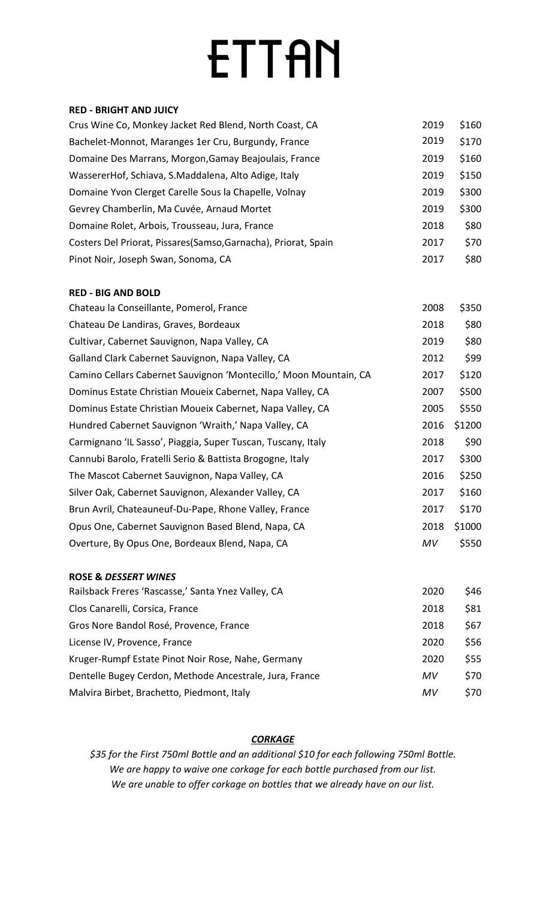# ETTAN

**RED - BRIGHT AND JUICY**

| | | |
|---|---|---|
| Crus Wine Co, Monkey Jacket Red Blend, North Coast, CA | 2019 | $160 |
| Bachelet-Monnot, Maranges 1er Cru, Burgundy, France | 2019 | $170 |
| Domaine Des Marrans, Morgon,Gamay Beajoulais, France | 2019 | $160 |
| WassererHof, Schiava, S.Maddalena, Alto Adige, Italy | 2019 | $150 |
| Domaine Yvon Clerget Carelle Sous la Chapelle, Volnay | 2019 | $300 |
| Gevrey Chamberlin, Ma Cuvée, Arnaud Mortet | 2019 | $300 |
| Domaine Rolet, Arbois, Trousseau, Jura, France | 2018 | $80 |
| Costers Del Priorat, Pissares(Samso,Garnacha), Priorat, Spain | 2017 | $70 |
| Pinot Noir, Joseph Swan, Sonoma, CA | 2017 | $80 |

**RED - BIG AND BOLD**

| | | |
|---|---|---|
| Chateau la Conseillante, Pomerol, France | 2008 | $350 |
| Chateau De Landiras, Graves, Bordeaux | 2018 | $80 |
| Cultivar, Cabernet Sauvignon, Napa Valley, CA | 2019 | $80 |
| Galland Clark Cabernet Sauvignon, Napa Valley, CA | 2012 | $99 |
| Camino Cellars Cabernet Sauvignon 'Montecillo,' Moon Mountain, CA | 2017 | $120 |
| Dominus Estate Christian Moueix Cabernet, Napa Valley, CA | 2007 | $500 |
| Dominus Estate Christian Moueix Cabernet, Napa Valley, CA | 2005 | $550 |
| Hundred Cabernet Sauvignon 'Wraith,' Napa Valley, CA | 2016 | $1200 |
| Carmignano 'IL Sasso', Piaggia, Super Tuscan, Tuscany, Italy | 2018 | $90 |
| Cannubi Barolo, Fratelli Serio & Battista Brogogne, Italy | 2017 | $300 |
| The Mascot Cabernet Sauvignon, Napa Valley, CA | 2016 | $250 |
| Silver Oak, Cabernet Sauvignon, Alexander Valley, CA | 2017 | $160 |
| Brun Avril, Chateauneuf-Du-Pape, Rhone Valley, France | 2017 | $170 |
| Opus One, Cabernet Sauvignon Based Blend, Napa, CA | 2018 | $1000 |
| Overture, By Opus One, Bordeaux Blend, Napa, CA | *MV* | $550 |

**ROSE &** ***DESSERT WINES***

| | | |
|---|---|---|
| Railsback Freres 'Rascasse,' Santa Ynez Valley, CA | 2020 | $46 |
| Clos Canarelli, Corsica, France | 2018 | $81 |
| Gros Nore Bandol Rosé, Provence, France | 2018 | $67 |
| License IV, Provence, France | 2020 | $56 |
| Kruger-Rumpf Estate Pinot Noir Rose, Nahe, Germany | 2020 | $55 |
| Dentelle Bugey Cerdon, Methode Ancestrale, Jura, France | *MV* | $70 |
| Malvira Birbet, Brachetto, Piedmont, Italy | *MV* | $70 |

***CORKAGE***

*$35 for the First 750ml Bottle and an additional $10 for each following 750ml Bottle.*
*We are happy to waive one corkage for each bottle purchased from our list.*
*We are unable to offer corkage on bottles that we already have on our list.*